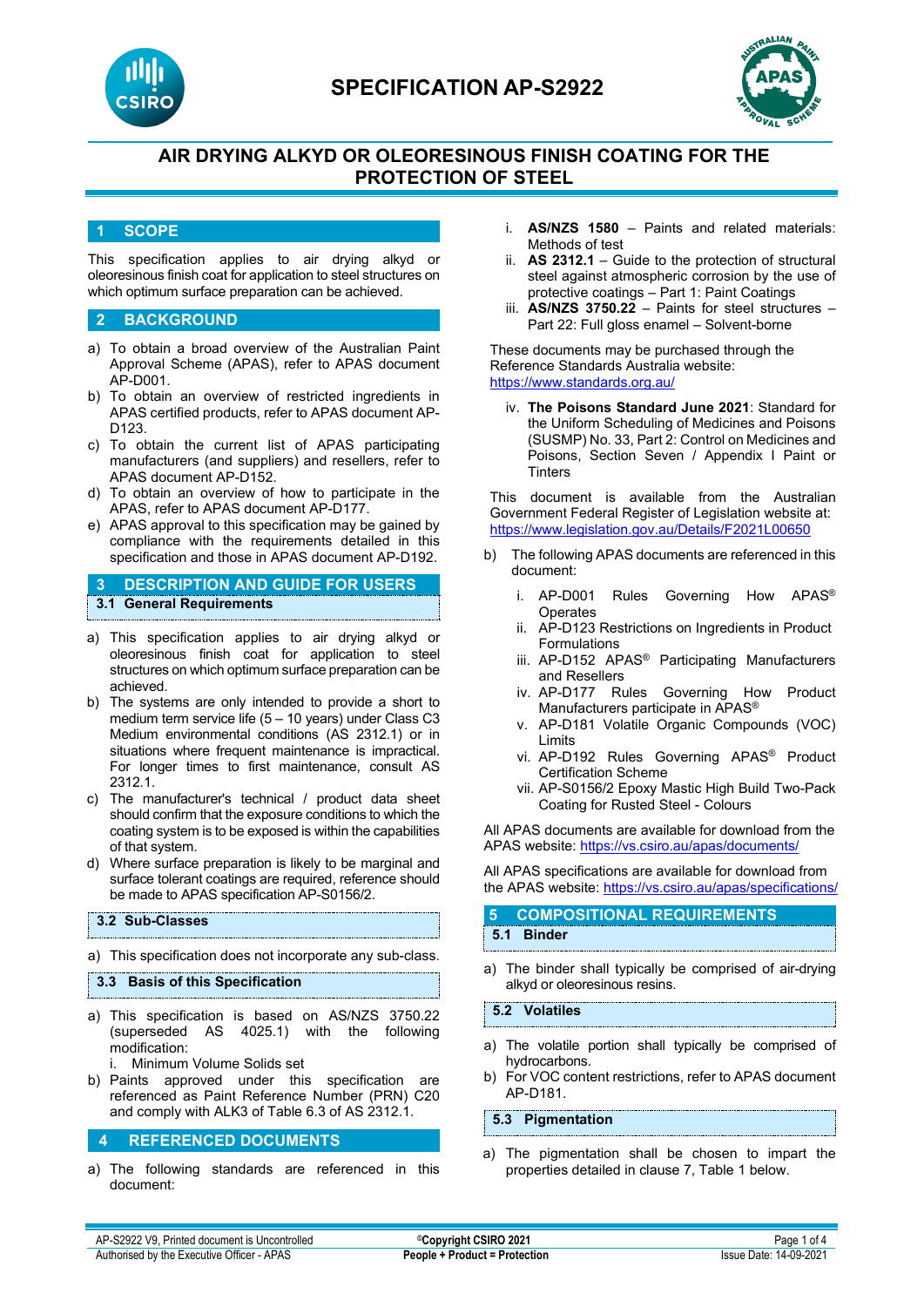# SPECIFICATION AP-S2922

## AIR DRYING ALKYD OR OLEORESINOUS FINISH COATING FOR THE PROTECTION OF STEEL

## 1 SCOPE

This specification applies to air drying alkyd or oleoresinous finish coat for application to steel structures on which optimum surface preparation can be achieved.

## 2 BACKGROUND

a) To obtain a broad overview of the Australian Paint Approval Scheme (APAS), refer to APAS document AP-D001.
b) To obtain an overview of restricted ingredients in APAS certified products, refer to APAS document AP-D123.
c) To obtain the current list of APAS participating manufacturers (and suppliers) and resellers, refer to APAS document AP-D152.
d) To obtain an overview of how to participate in the APAS, refer to APAS document AP-D177.
e) APAS approval to this specification may be gained by compliance with the requirements detailed in this specification and those in APAS document AP-D192.

## 3 DESCRIPTION AND GUIDE FOR USERS

### 3.1 General Requirements

a) This specification applies to air drying alkyd or oleoresinous finish coat for application to steel structures on which optimum surface preparation can be achieved.
b) The systems are only intended to provide a short to medium term service life (5 – 10 years) under Class C3 Medium environmental conditions (AS 2312.1) or in situations where frequent maintenance is impractical. For longer times to first maintenance, consult AS 2312.1.
c) The manufacturer's technical / product data sheet should confirm that the exposure conditions to which the coating system is to be exposed is within the capabilities of that system.
d) Where surface preparation is likely to be marginal and surface tolerant coatings are required, reference should be made to APAS specification AP-S0156/2.

### 3.2 Sub-Classes

a) This specification does not incorporate any sub-class.

### 3.3 Basis of this Specification

a) This specification is based on AS/NZS 3750.22 (superseded AS 4025.1) with the following modification:
   i. Minimum Volume Solids set
b) Paints approved under this specification are referenced as Paint Reference Number (PRN) C20 and comply with ALK3 of Table 6.3 of AS 2312.1.

## 4 REFERENCED DOCUMENTS

a) The following standards are referenced in this document:

   i. **AS/NZS 1580** – Paints and related materials: Methods of test
   ii. **AS 2312.1** – Guide to the protection of structural steel against atmospheric corrosion by the use of protective coatings – Part 1: Paint Coatings
   iii. **AS/NZS 3750.22** – Paints for steel structures – Part 22: Full gloss enamel – Solvent-borne

   These documents may be purchased through the Reference Standards Australia website: https://www.standards.org.au/

   iv. **The Poisons Standard June 2021**: Standard for the Uniform Scheduling of Medicines and Poisons (SUSMP) No. 33, Part 2: Control on Medicines and Poisons, Section Seven / Appendix I Paint or Tinters

   This document is available from the Australian Government Federal Register of Legislation website at: https://www.legislation.gov.au/Details/F2021L00650

b) The following APAS documents are referenced in this document:

   i. AP-D001 Rules Governing How APAS® Operates
   ii. AP-D123 Restrictions on Ingredients in Product Formulations
   iii. AP-D152 APAS® Participating Manufacturers and Resellers
   iv. AP-D177 Rules Governing How Product Manufacturers participate in APAS®
   v. AP-D181 Volatile Organic Compounds (VOC) Limits
   vi. AP-D192 Rules Governing APAS® Product Certification Scheme
   vii. AP-S0156/2 Epoxy Mastic High Build Two-Pack Coating for Rusted Steel - Colours

All APAS documents are available for download from the APAS website: https://vs.csiro.au/apas/documents/

All APAS specifications are available for download from the APAS website: https://vs.csiro.au/apas/specifications/

## 5 COMPOSITIONAL REQUIREMENTS

### 5.1 Binder

a) The binder shall typically be comprised of air-drying alkyd or oleoresinous resins.

### 5.2 Volatiles

a) The volatile portion shall typically be comprised of hydrocarbons.
b) For VOC content restrictions, refer to APAS document AP-D181.

### 5.3 Pigmentation

a) The pigmentation shall be chosen to impart the properties detailed in clause 7, Table 1 below.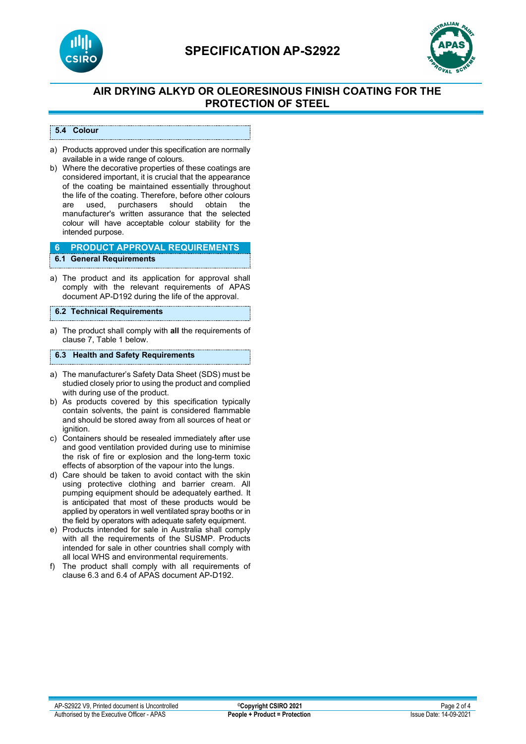### 5.4 Colour

a) Products approved under this specification are normally available in a wide range of colours.
b) Where the decorative properties of these coatings are considered important, it is crucial that the appearance of the coating be maintained essentially throughout the life of the coating. Therefore, before other colours are used, purchasers should obtain the manufacturer's written assurance that the selected colour will have acceptable colour stability for the intended purpose.

## 6 PRODUCT APPROVAL REQUIREMENTS

### 6.1 General Requirements

a) The product and its application for approval shall comply with the relevant requirements of APAS document AP-D192 during the life of the approval.

### 6.2 Technical Requirements

a) The product shall comply with **all** the requirements of clause 7, Table 1 below.

### 6.3 Health and Safety Requirements

a) The manufacturer's Safety Data Sheet (SDS) must be studied closely prior to using the product and complied with during use of the product.
b) As products covered by this specification typically contain solvents, the paint is considered flammable and should be stored away from all sources of heat or ignition.
c) Containers should be resealed immediately after use and good ventilation provided during use to minimise the risk of fire or explosion and the long-term toxic effects of absorption of the vapour into the lungs.
d) Care should be taken to avoid contact with the skin using protective clothing and barrier cream. All pumping equipment should be adequately earthed. It is anticipated that most of these products would be applied by operators in well ventilated spray booths or in the field by operators with adequate safety equipment.
e) Products intended for sale in Australia shall comply with all the requirements of the SUSMP. Products intended for sale in other countries shall comply with all local WHS and environmental requirements.
f) The product shall comply with all requirements of clause 6.3 and 6.4 of APAS document AP-D192.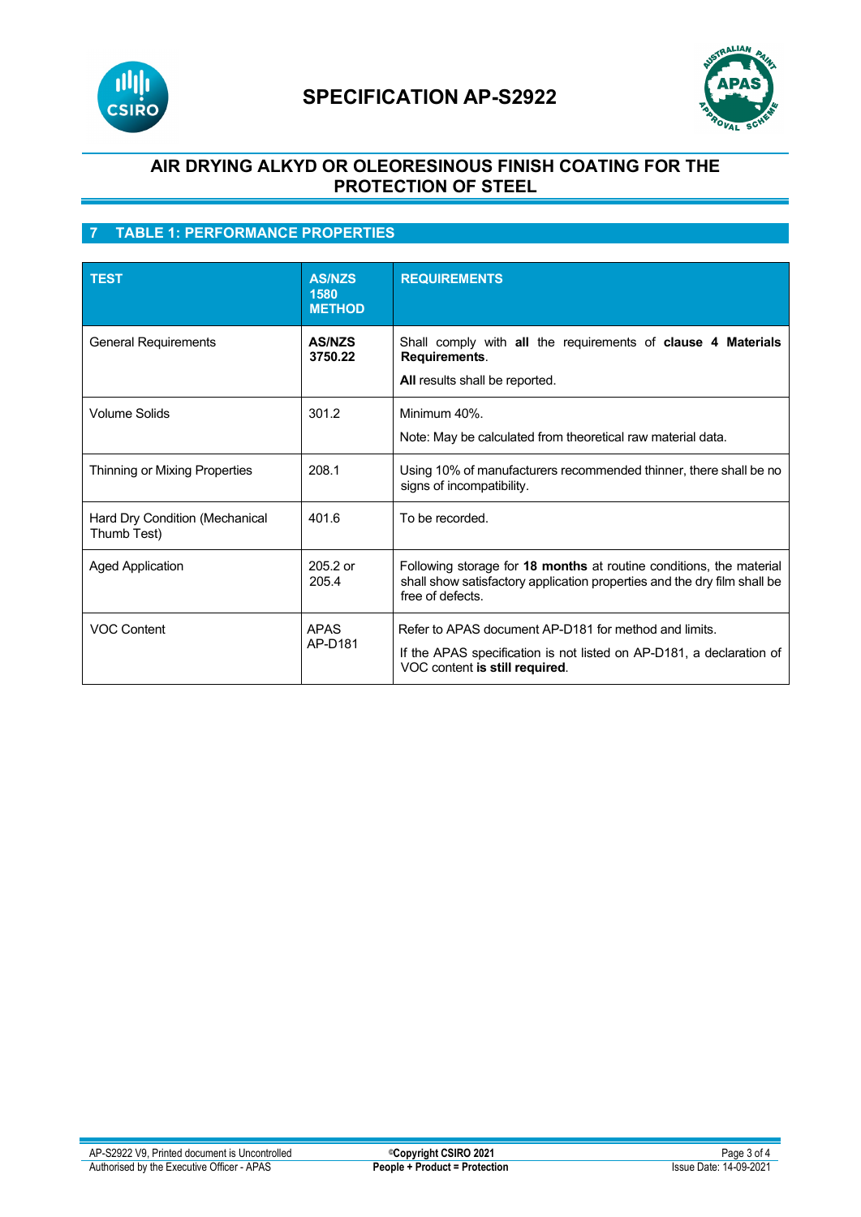## 7 TABLE 1: PERFORMANCE PROPERTIES

| TEST | AS/NZS 1580 METHOD | REQUIREMENTS |
|---|---|---|
| General Requirements | **AS/NZS 3750.22** | Shall comply with **all** the requirements of **clause 4 Materials Requirements**.<br>**All** results shall be reported. |
| Volume Solids | 301.2 | Minimum 40%.<br>Note: May be calculated from theoretical raw material data. |
| Thinning or Mixing Properties | 208.1 | Using 10% of manufacturers recommended thinner, there shall be no signs of incompatibility. |
| Hard Dry Condition (Mechanical Thumb Test) | 401.6 | To be recorded. |
| Aged Application | 205.2 or 205.4 | Following storage for **18 months** at routine conditions, the material shall show satisfactory application properties and the dry film shall be free of defects. |
| VOC Content | APAS AP-D181 | Refer to APAS document AP-D181 for method and limits.<br>If the APAS specification is not listed on AP-D181, a declaration of VOC content **is still required**. |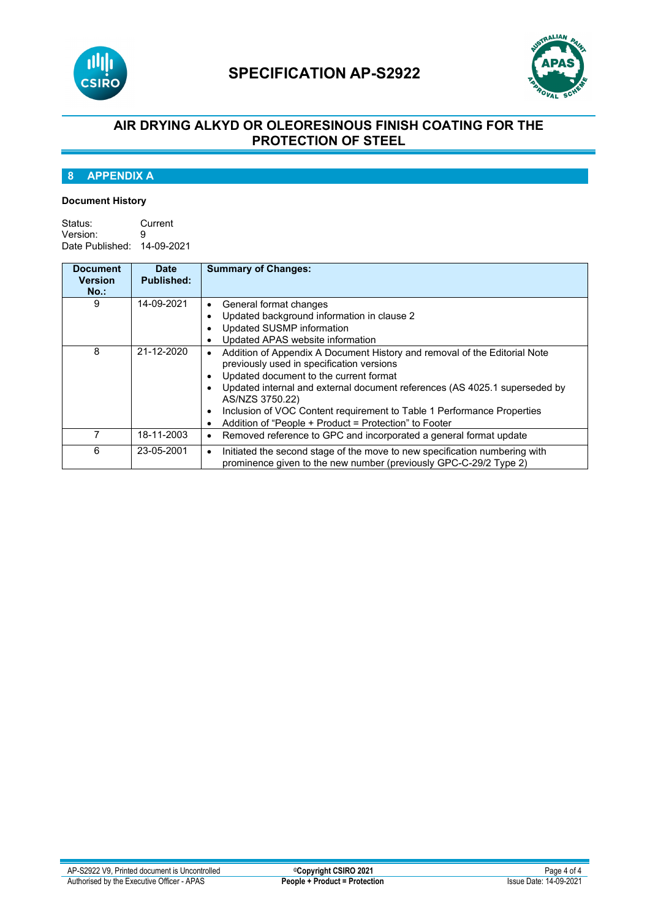# SPECIFICATION AP-S2922

## AIR DRYING ALKYD OR OLEORESINOUS FINISH COATING FOR THE PROTECTION OF STEEL

## 8 APPENDIX A

**Document History**

Status: Current
Version: 9
Date Published: 14-09-2021

| Document Version No.: | Date Published: | Summary of Changes: |
|---|---|---|
| 9 | 14-09-2021 | • General format changes<br>• Updated background information in clause 2<br>• Updated SUSMP information<br>• Updated APAS website information |
| 8 | 21-12-2020 | • Addition of Appendix A Document History and removal of the Editorial Note previously used in specification versions<br>• Updated document to the current format<br>• Updated internal and external document references (AS 4025.1 superseded by AS/NZS 3750.22)<br>• Inclusion of VOC Content requirement to Table 1 Performance Properties<br>• Addition of "People + Product = Protection" to Footer |
| 7 | 18-11-2003 | • Removed reference to GPC and incorporated a general format update |
| 6 | 23-05-2001 | • Initiated the second stage of the move to new specification numbering with prominence given to the new number (previously GPC-C-29/2 Type 2) |